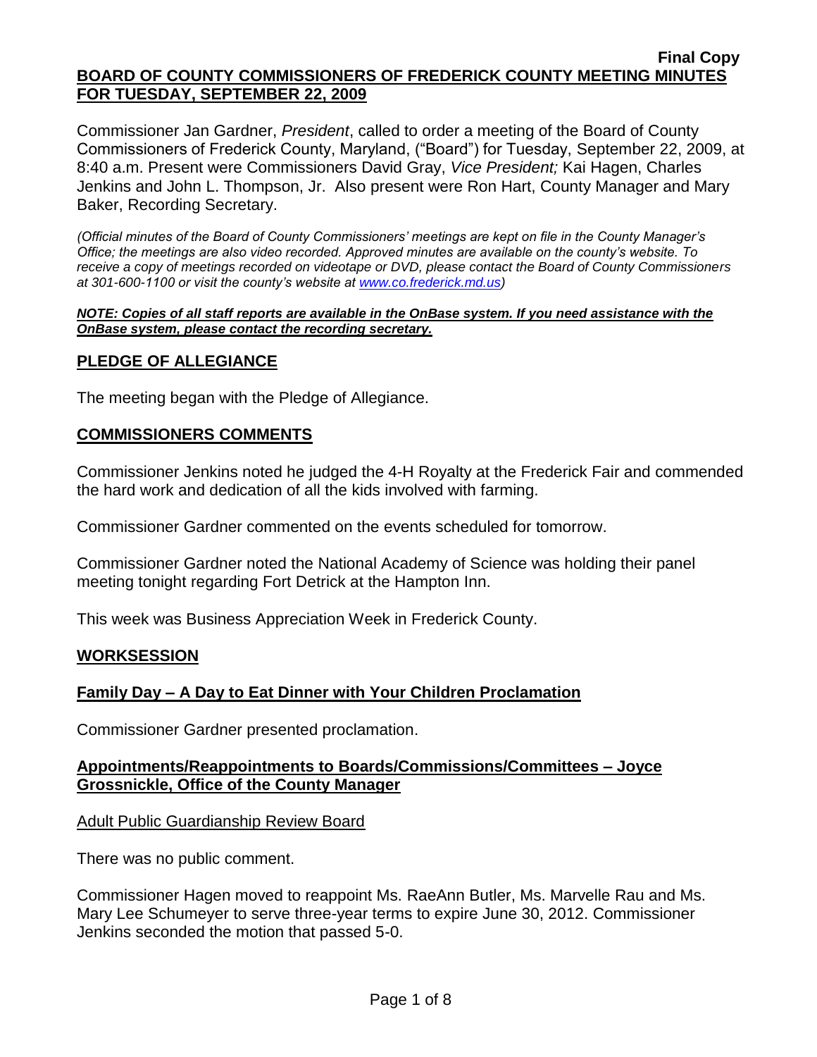**Final Copy**

**BOARD OF COUNTY COMMISSIONERS OF FREDERICK COUNTY MEETING MINUTES FOR TUESDAY, SEPTEMBER 22, 2009**

Commissioner Jan Gardner, *President*, called to order a meeting of the Board of County Commissioners of Frederick County, Maryland, ("Board") for Tuesday, September 22, 2009, at 8:40 a.m. Present were Commissioners David Gray, *Vice President;* Kai Hagen, Charles Jenkins and John L. Thompson, Jr. Also present were Ron Hart, County Manager and Mary Baker, Recording Secretary.

*(Official minutes of the Board of County Commissioners' meetings are kept on file in the County Manager's Office; the meetings are also video recorded. Approved minutes are available on the county's website. To receive a copy of meetings recorded on videotape or DVD, please contact the Board of County Commissioners at 301-600-1100 or visit the county's website at www.co.frederick.md.us)*

***NOTE: Copies of all staff reports are available in the OnBase system. If you need assistance with the OnBase system, please contact the recording secretary.***

## PLEDGE OF ALLEGIANCE

The meeting began with the Pledge of Allegiance.

## COMMISSIONERS COMMENTS

Commissioner Jenkins noted he judged the 4-H Royalty at the Frederick Fair and commended the hard work and dedication of all the kids involved with farming.

Commissioner Gardner commented on the events scheduled for tomorrow.

Commissioner Gardner noted the National Academy of Science was holding their panel meeting tonight regarding Fort Detrick at the Hampton Inn.

This week was Business Appreciation Week in Frederick County.

## WORKSESSION

### Family Day – A Day to Eat Dinner with Your Children Proclamation

Commissioner Gardner presented proclamation.

### Appointments/Reappointments to Boards/Commissions/Committees – Joyce Grossnickle, Office of the County Manager

Adult Public Guardianship Review Board

There was no public comment.

Commissioner Hagen moved to reappoint Ms. RaeAnn Butler, Ms. Marvelle Rau and Ms. Mary Lee Schumeyer to serve three-year terms to expire June 30, 2012. Commissioner Jenkins seconded the motion that passed 5-0.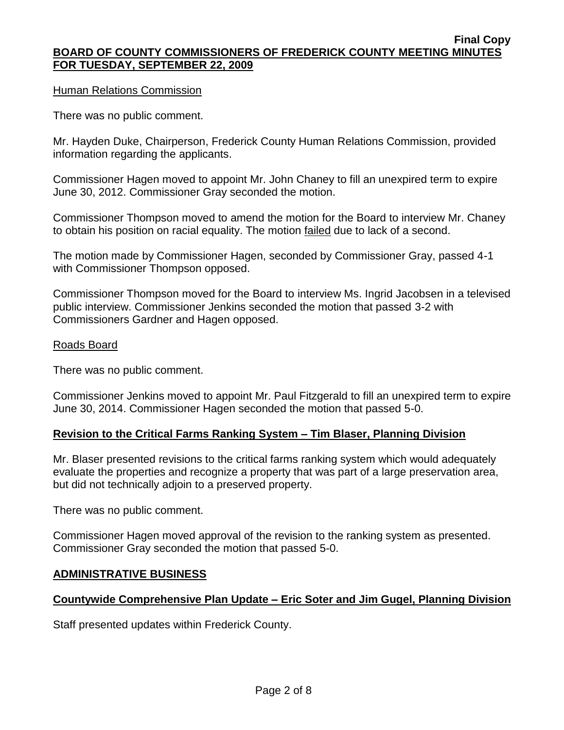Human Relations Commission

There was no public comment.

Mr. Hayden Duke, Chairperson, Frederick County Human Relations Commission, provided information regarding the applicants.

Commissioner Hagen moved to appoint Mr. John Chaney to fill an unexpired term to expire June 30, 2012. Commissioner Gray seconded the motion.

Commissioner Thompson moved to amend the motion for the Board to interview Mr. Chaney to obtain his position on racial equality. The motion failed due to lack of a second.

The motion made by Commissioner Hagen, seconded by Commissioner Gray, passed 4-1 with Commissioner Thompson opposed.

Commissioner Thompson moved for the Board to interview Ms. Ingrid Jacobsen in a televised public interview. Commissioner Jenkins seconded the motion that passed 3-2 with Commissioners Gardner and Hagen opposed.

Roads Board

There was no public comment.

Commissioner Jenkins moved to appoint Mr. Paul Fitzgerald to fill an unexpired term to expire June 30, 2014. Commissioner Hagen seconded the motion that passed 5-0.

**Revision to the Critical Farms Ranking System – Tim Blaser, Planning Division**

Mr. Blaser presented revisions to the critical farms ranking system which would adequately evaluate the properties and recognize a property that was part of a large preservation area, but did not technically adjoin to a preserved property.

There was no public comment.

Commissioner Hagen moved approval of the revision to the ranking system as presented. Commissioner Gray seconded the motion that passed 5-0.

**ADMINISTRATIVE BUSINESS**

**Countywide Comprehensive Plan Update – Eric Soter and Jim Gugel, Planning Division**

Staff presented updates within Frederick County.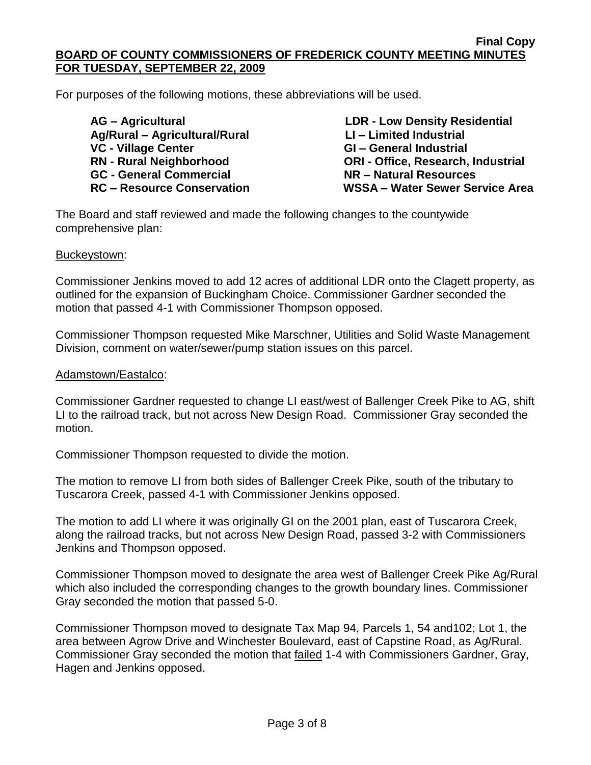**Final Copy**

**BOARD OF COUNTY COMMISSIONERS OF FREDERICK COUNTY MEETING MINUTES FOR TUESDAY, SEPTEMBER 22, 2009**

For purposes of the following motions, these abbreviations will be used.

**AG – Agricultural**
**Ag/Rural – Agricultural/Rural**
**VC - Village Center**
**RN - Rural Neighborhood**
**GC - General Commercial**
**RC – Resource Conservation**
**LDR - Low Density Residential**
**LI – Limited Industrial**
**GI – General Industrial**
**ORI - Office, Research, Industrial**
**NR – Natural Resources**
**WSSA – Water Sewer Service Area**

The Board and staff reviewed and made the following changes to the countywide comprehensive plan:

Buckeystown:

Commissioner Jenkins moved to add 12 acres of additional LDR onto the Clagett property, as outlined for the expansion of Buckingham Choice. Commissioner Gardner seconded the motion that passed 4-1 with Commissioner Thompson opposed.

Commissioner Thompson requested Mike Marschner, Utilities and Solid Waste Management Division, comment on water/sewer/pump station issues on this parcel.

Adamstown/Eastalco:

Commissioner Gardner requested to change LI east/west of Ballenger Creek Pike to AG, shift LI to the railroad track, but not across New Design Road. Commissioner Gray seconded the motion.

Commissioner Thompson requested to divide the motion.

The motion to remove LI from both sides of Ballenger Creek Pike, south of the tributary to Tuscarora Creek, passed 4-1 with Commissioner Jenkins opposed.

The motion to add LI where it was originally GI on the 2001 plan, east of Tuscarora Creek, along the railroad tracks, but not across New Design Road, passed 3-2 with Commissioners Jenkins and Thompson opposed.

Commissioner Thompson moved to designate the area west of Ballenger Creek Pike Ag/Rural which also included the corresponding changes to the growth boundary lines. Commissioner Gray seconded the motion that passed 5-0.

Commissioner Thompson moved to designate Tax Map 94, Parcels 1, 54 and102; Lot 1, the area between Agrow Drive and Winchester Boulevard, east of Capstine Road, as Ag/Rural. Commissioner Gray seconded the motion that failed 1-4 with Commissioners Gardner, Gray, Hagen and Jenkins opposed.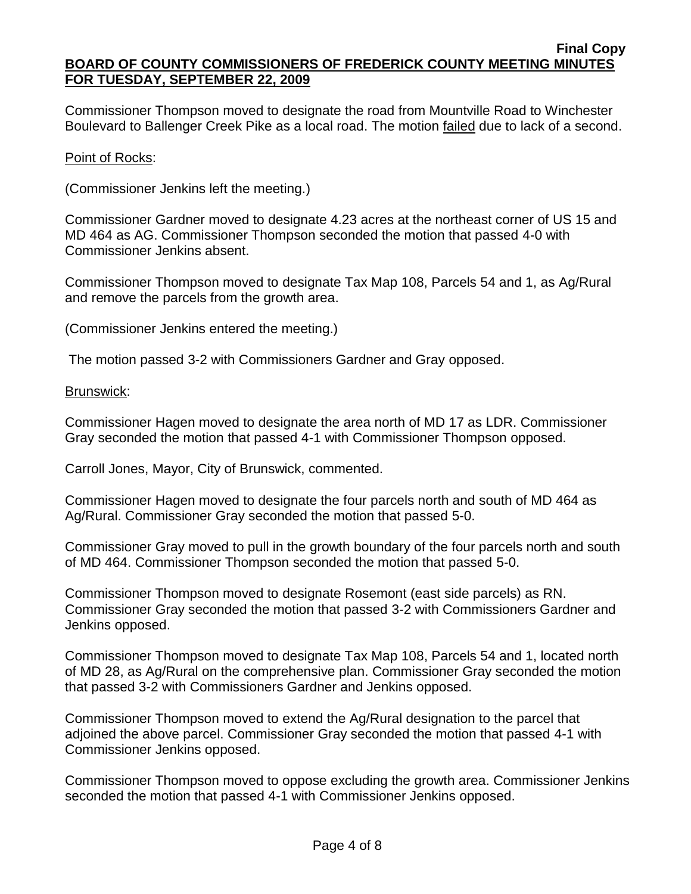Commissioner Thompson moved to designate the road from Mountville Road to Winchester Boulevard to Ballenger Creek Pike as a local road. The motion failed due to lack of a second.

Point of Rocks:

(Commissioner Jenkins left the meeting.)

Commissioner Gardner moved to designate 4.23 acres at the northeast corner of US 15 and MD 464 as AG. Commissioner Thompson seconded the motion that passed 4-0 with Commissioner Jenkins absent.

Commissioner Thompson moved to designate Tax Map 108, Parcels 54 and 1, as Ag/Rural and remove the parcels from the growth area.

(Commissioner Jenkins entered the meeting.)

The motion passed 3-2 with Commissioners Gardner and Gray opposed.

Brunswick:

Commissioner Hagen moved to designate the area north of MD 17 as LDR. Commissioner Gray seconded the motion that passed 4-1 with Commissioner Thompson opposed.

Carroll Jones, Mayor, City of Brunswick, commented.

Commissioner Hagen moved to designate the four parcels north and south of MD 464 as Ag/Rural. Commissioner Gray seconded the motion that passed 5-0.

Commissioner Gray moved to pull in the growth boundary of the four parcels north and south of MD 464. Commissioner Thompson seconded the motion that passed 5-0.

Commissioner Thompson moved to designate Rosemont (east side parcels) as RN. Commissioner Gray seconded the motion that passed 3-2 with Commissioners Gardner and Jenkins opposed.

Commissioner Thompson moved to designate Tax Map 108, Parcels 54 and 1, located north of MD 28, as Ag/Rural on the comprehensive plan. Commissioner Gray seconded the motion that passed 3-2 with Commissioners Gardner and Jenkins opposed.

Commissioner Thompson moved to extend the Ag/Rural designation to the parcel that adjoined the above parcel. Commissioner Gray seconded the motion that passed 4-1 with Commissioner Jenkins opposed.

Commissioner Thompson moved to oppose excluding the growth area. Commissioner Jenkins seconded the motion that passed 4-1 with Commissioner Jenkins opposed.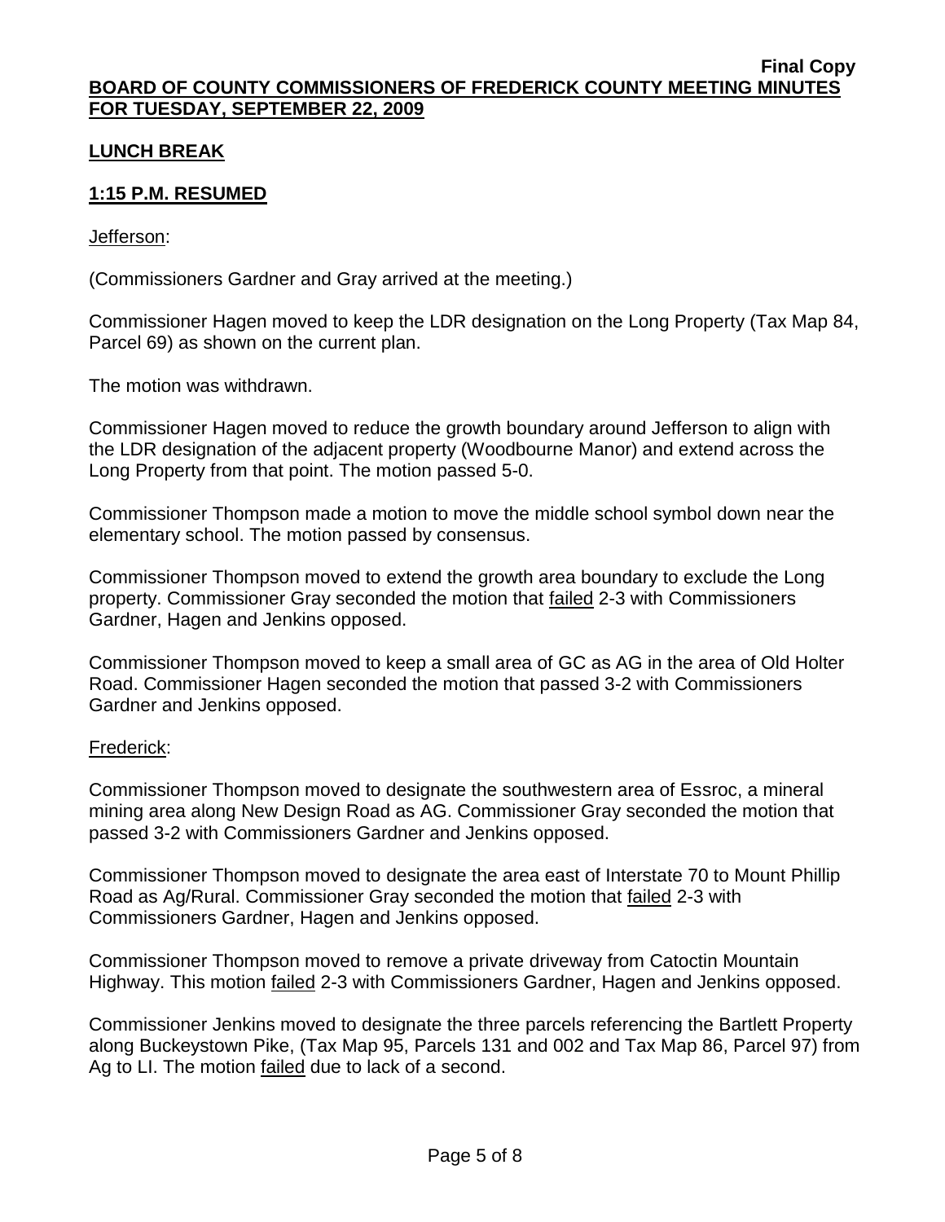## LUNCH BREAK

## 1:15 P.M. RESUMED

Jefferson:

(Commissioners Gardner and Gray arrived at the meeting.)

Commissioner Hagen moved to keep the LDR designation on the Long Property (Tax Map 84, Parcel 69) as shown on the current plan.

The motion was withdrawn.

Commissioner Hagen moved to reduce the growth boundary around Jefferson to align with the LDR designation of the adjacent property (Woodbourne Manor) and extend across the Long Property from that point. The motion passed 5-0.

Commissioner Thompson made a motion to move the middle school symbol down near the elementary school. The motion passed by consensus.

Commissioner Thompson moved to extend the growth area boundary to exclude the Long property. Commissioner Gray seconded the motion that failed 2-3 with Commissioners Gardner, Hagen and Jenkins opposed.

Commissioner Thompson moved to keep a small area of GC as AG in the area of Old Holter Road. Commissioner Hagen seconded the motion that passed 3-2 with Commissioners Gardner and Jenkins opposed.

Frederick:

Commissioner Thompson moved to designate the southwestern area of Essroc, a mineral mining area along New Design Road as AG. Commissioner Gray seconded the motion that passed 3-2 with Commissioners Gardner and Jenkins opposed.

Commissioner Thompson moved to designate the area east of Interstate 70 to Mount Phillip Road as Ag/Rural. Commissioner Gray seconded the motion that failed 2-3 with Commissioners Gardner, Hagen and Jenkins opposed.

Commissioner Thompson moved to remove a private driveway from Catoctin Mountain Highway. This motion failed 2-3 with Commissioners Gardner, Hagen and Jenkins opposed.

Commissioner Jenkins moved to designate the three parcels referencing the Bartlett Property along Buckeystown Pike, (Tax Map 95, Parcels 131 and 002 and Tax Map 86, Parcel 97) from Ag to LI. The motion failed due to lack of a second.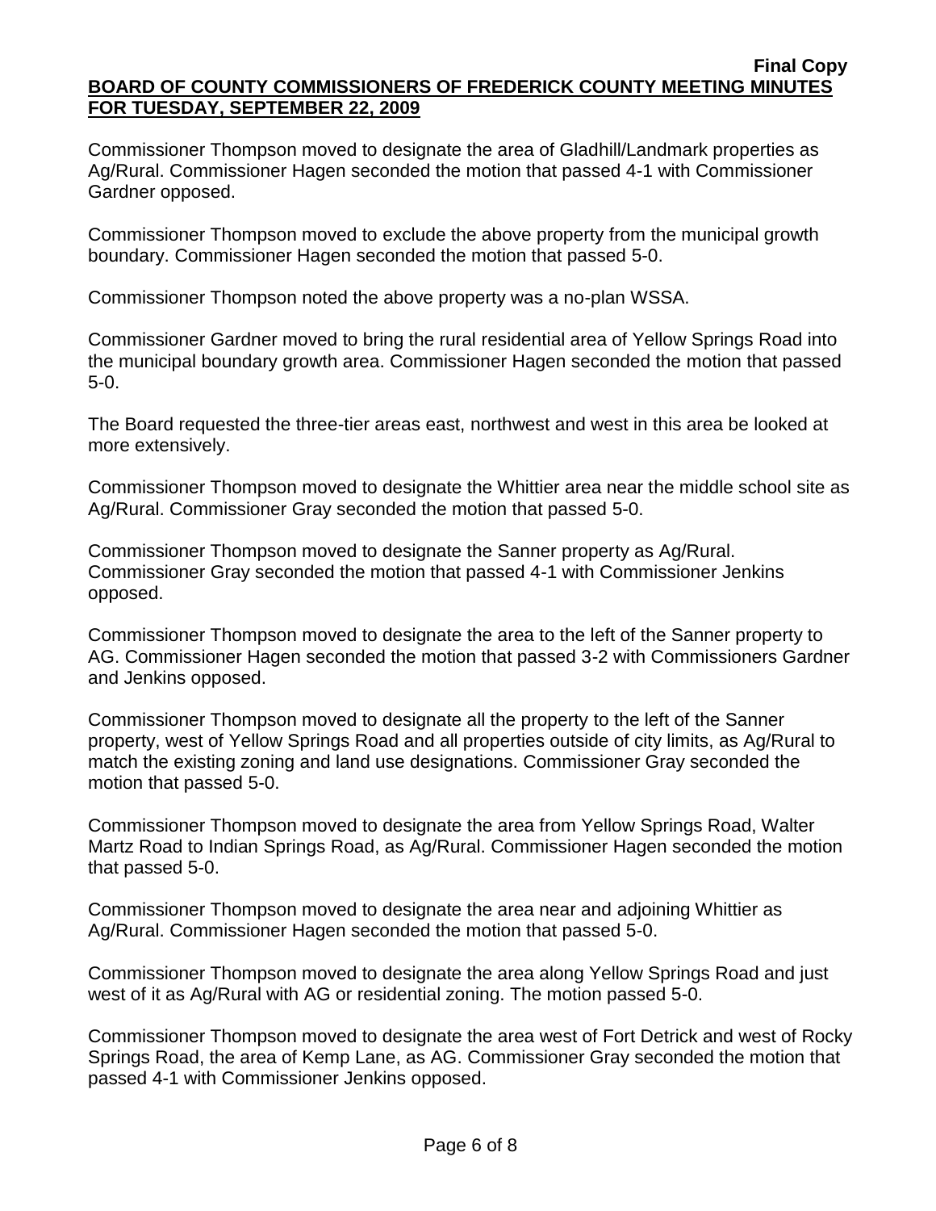Commissioner Thompson moved to designate the area of Gladhill/Landmark properties as Ag/Rural. Commissioner Hagen seconded the motion that passed 4-1 with Commissioner Gardner opposed.

Commissioner Thompson moved to exclude the above property from the municipal growth boundary. Commissioner Hagen seconded the motion that passed 5-0.

Commissioner Thompson noted the above property was a no-plan WSSA.

Commissioner Gardner moved to bring the rural residential area of Yellow Springs Road into the municipal boundary growth area. Commissioner Hagen seconded the motion that passed 5-0.

The Board requested the three-tier areas east, northwest and west in this area be looked at more extensively.

Commissioner Thompson moved to designate the Whittier area near the middle school site as Ag/Rural. Commissioner Gray seconded the motion that passed 5-0.

Commissioner Thompson moved to designate the Sanner property as Ag/Rural. Commissioner Gray seconded the motion that passed 4-1 with Commissioner Jenkins opposed.

Commissioner Thompson moved to designate the area to the left of the Sanner property to AG. Commissioner Hagen seconded the motion that passed 3-2 with Commissioners Gardner and Jenkins opposed.

Commissioner Thompson moved to designate all the property to the left of the Sanner property, west of Yellow Springs Road and all properties outside of city limits, as Ag/Rural to match the existing zoning and land use designations. Commissioner Gray seconded the motion that passed 5-0.

Commissioner Thompson moved to designate the area from Yellow Springs Road, Walter Martz Road to Indian Springs Road, as Ag/Rural. Commissioner Hagen seconded the motion that passed 5-0.

Commissioner Thompson moved to designate the area near and adjoining Whittier as Ag/Rural. Commissioner Hagen seconded the motion that passed 5-0.

Commissioner Thompson moved to designate the area along Yellow Springs Road and just west of it as Ag/Rural with AG or residential zoning. The motion passed 5-0.

Commissioner Thompson moved to designate the area west of Fort Detrick and west of Rocky Springs Road, the area of Kemp Lane, as AG. Commissioner Gray seconded the motion that passed 4-1 with Commissioner Jenkins opposed.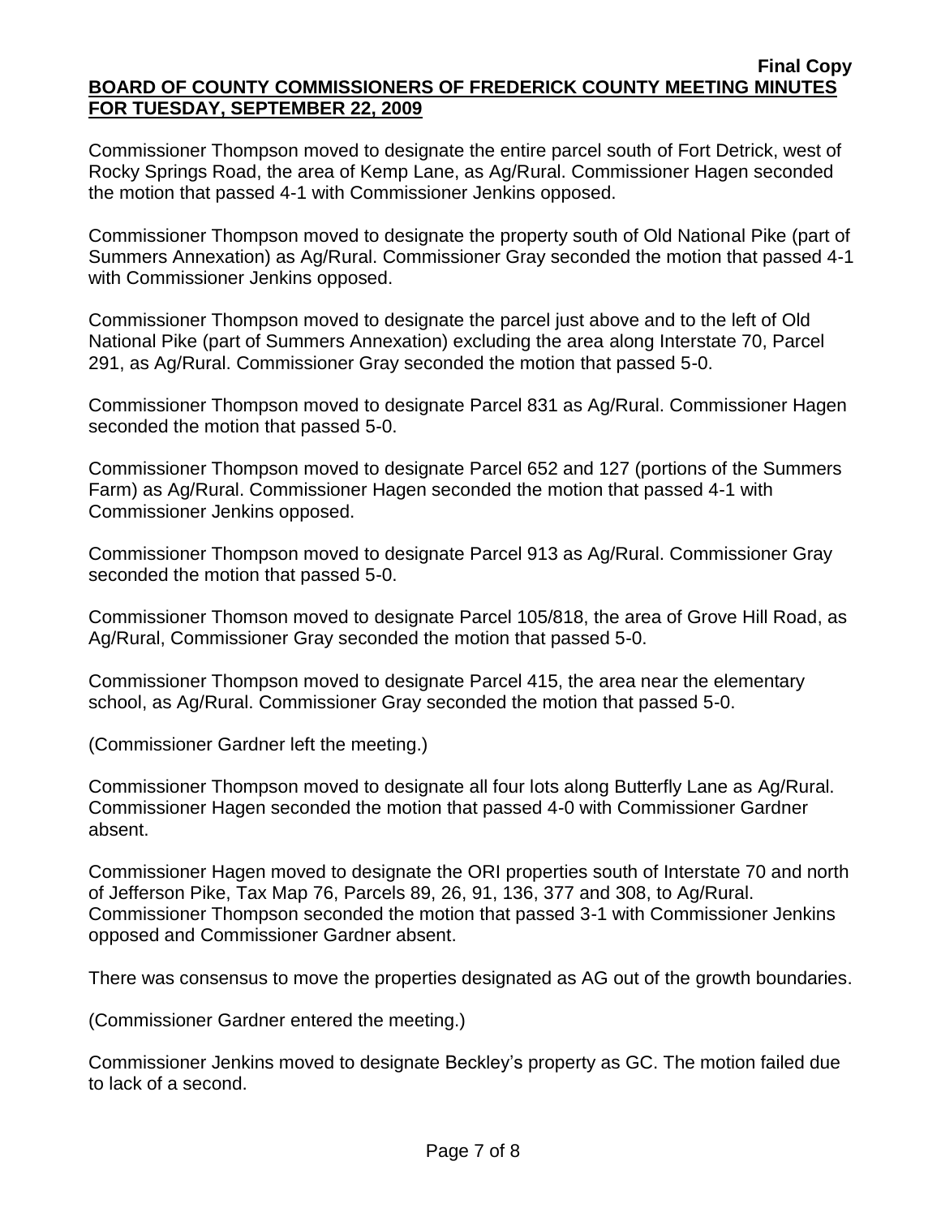Commissioner Thompson moved to designate the entire parcel south of Fort Detrick, west of Rocky Springs Road, the area of Kemp Lane, as Ag/Rural. Commissioner Hagen seconded the motion that passed 4-1 with Commissioner Jenkins opposed.

Commissioner Thompson moved to designate the property south of Old National Pike (part of Summers Annexation) as Ag/Rural. Commissioner Gray seconded the motion that passed 4-1 with Commissioner Jenkins opposed.

Commissioner Thompson moved to designate the parcel just above and to the left of Old National Pike (part of Summers Annexation) excluding the area along Interstate 70, Parcel 291, as Ag/Rural. Commissioner Gray seconded the motion that passed 5-0.

Commissioner Thompson moved to designate Parcel 831 as Ag/Rural. Commissioner Hagen seconded the motion that passed 5-0.

Commissioner Thompson moved to designate Parcel 652 and 127 (portions of the Summers Farm) as Ag/Rural. Commissioner Hagen seconded the motion that passed 4-1 with Commissioner Jenkins opposed.

Commissioner Thompson moved to designate Parcel 913 as Ag/Rural. Commissioner Gray seconded the motion that passed 5-0.

Commissioner Thomson moved to designate Parcel 105/818, the area of Grove Hill Road, as Ag/Rural, Commissioner Gray seconded the motion that passed 5-0.

Commissioner Thompson moved to designate Parcel 415, the area near the elementary school, as Ag/Rural. Commissioner Gray seconded the motion that passed 5-0.

(Commissioner Gardner left the meeting.)

Commissioner Thompson moved to designate all four lots along Butterfly Lane as Ag/Rural. Commissioner Hagen seconded the motion that passed 4-0 with Commissioner Gardner absent.

Commissioner Hagen moved to designate the ORI properties south of Interstate 70 and north of Jefferson Pike, Tax Map 76, Parcels 89, 26, 91, 136, 377 and 308, to Ag/Rural. Commissioner Thompson seconded the motion that passed 3-1 with Commissioner Jenkins opposed and Commissioner Gardner absent.

There was consensus to move the properties designated as AG out of the growth boundaries.

(Commissioner Gardner entered the meeting.)

Commissioner Jenkins moved to designate Beckley's property as GC. The motion failed due to lack of a second.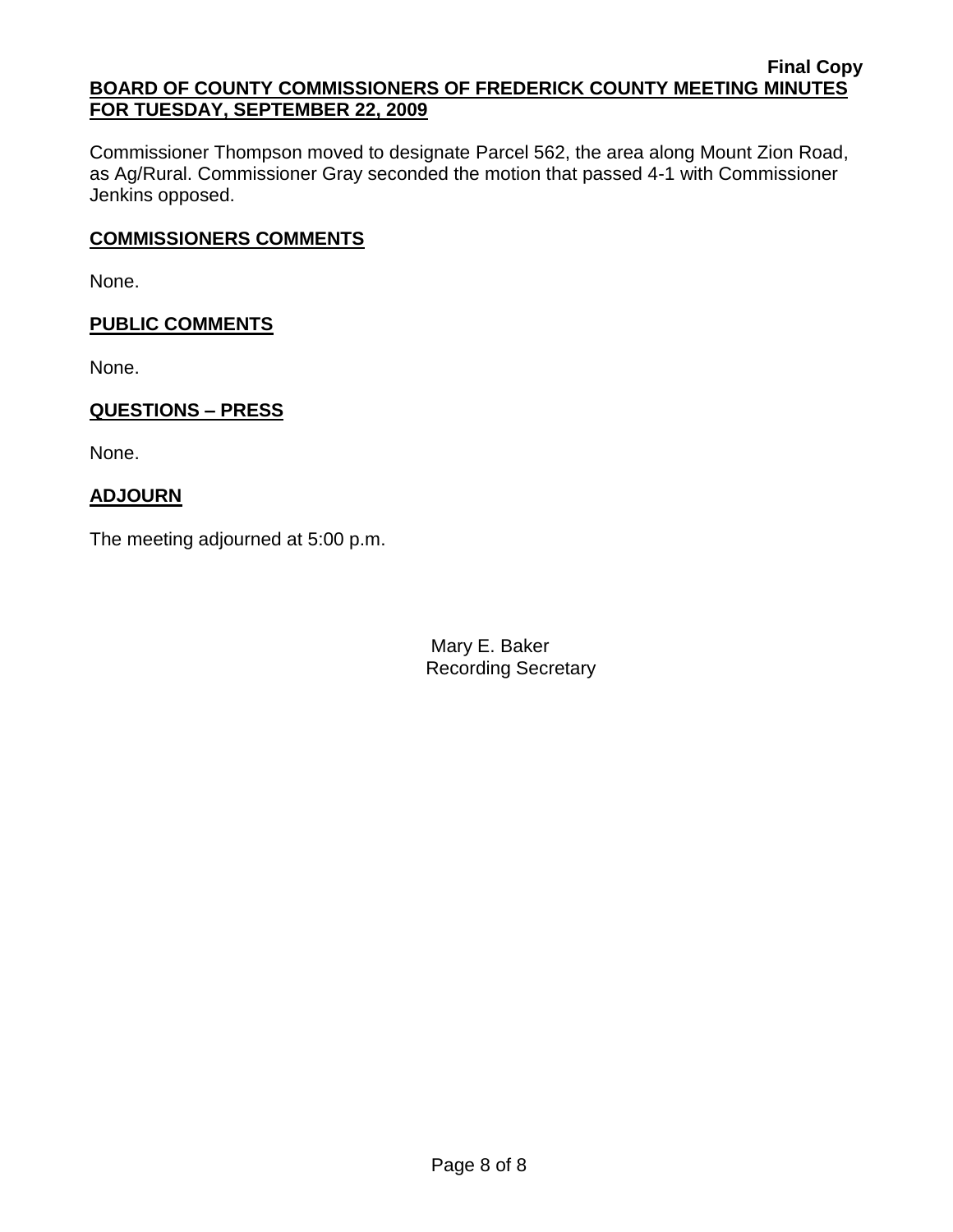Commissioner Thompson moved to designate Parcel 562, the area along Mount Zion Road, as Ag/Rural. Commissioner Gray seconded the motion that passed 4-1 with Commissioner Jenkins opposed.

## COMMISSIONERS COMMENTS

None.

## PUBLIC COMMENTS

None.

## QUESTIONS – PRESS

None.

## ADJOURN

The meeting adjourned at 5:00 p.m.

Mary E. Baker
Recording Secretary